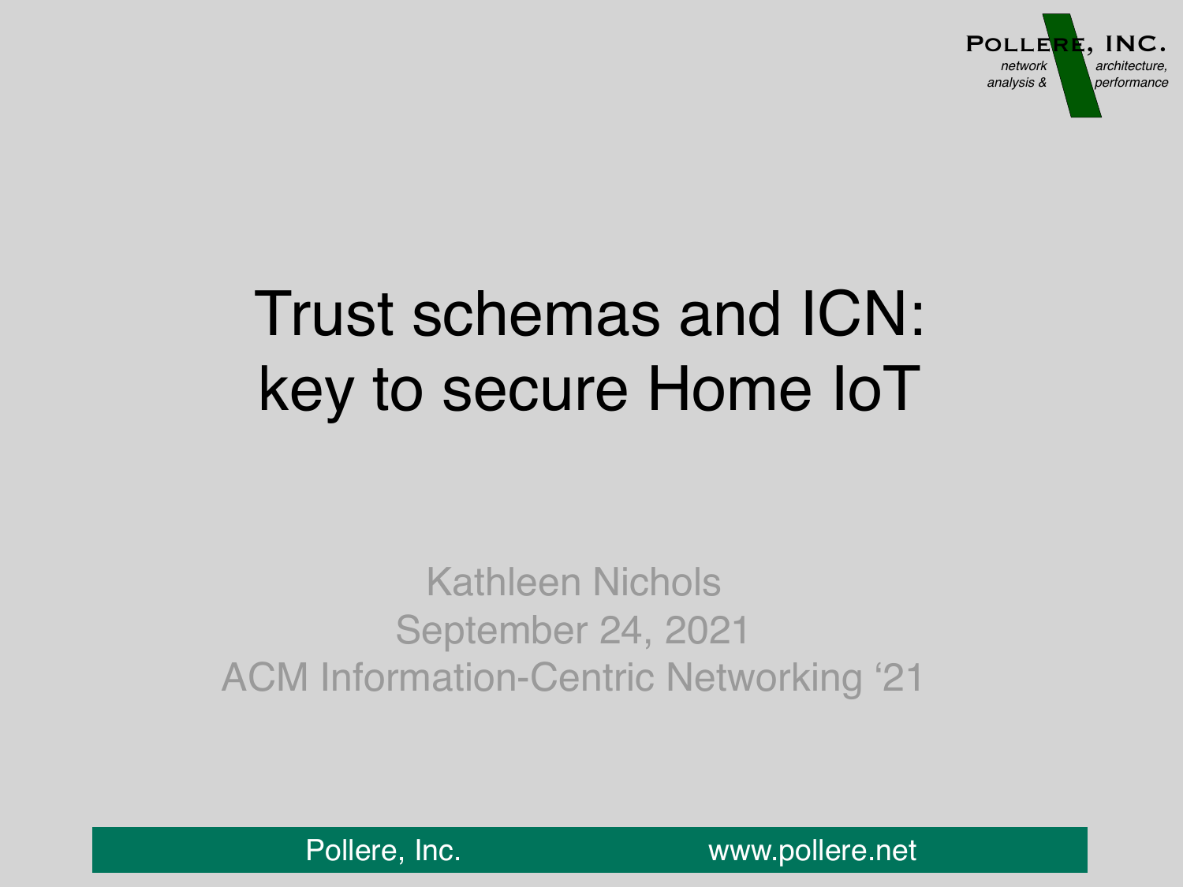# Trust schemas and ICN: key to secure Home IoT

Kathleen Nichols

September 24, 2021

ACM Information-Centric Networking '21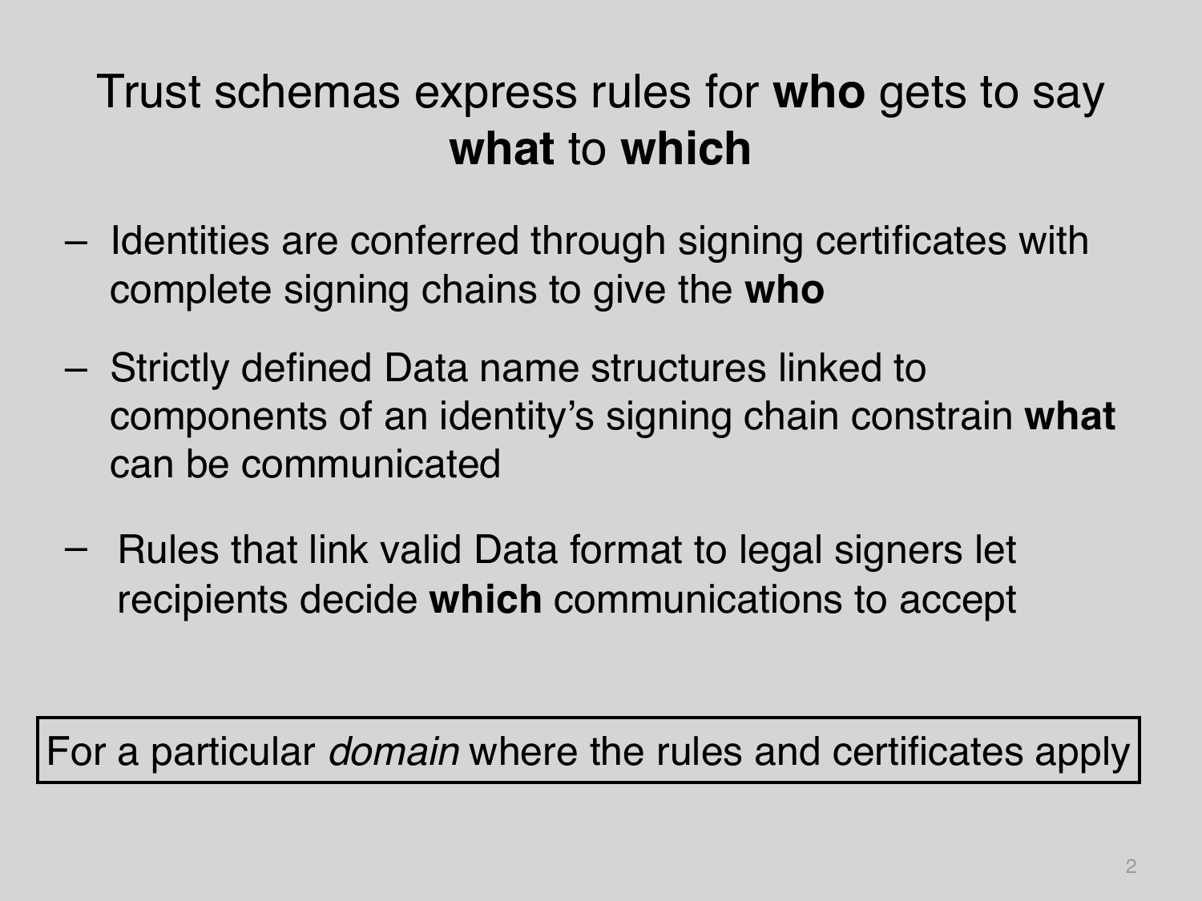# Trust schemas express rules for **who** gets to say **what** to **which**

- Identities are conferred through signing certificates with complete signing chains to give the **who**
- Strictly defined Data name structures linked to components of an identity's signing chain constrain **what** can be communicated
- Rules that link valid Data format to legal signers let recipients decide **which** communications to accept

For a particular *domain* where the rules and certificates apply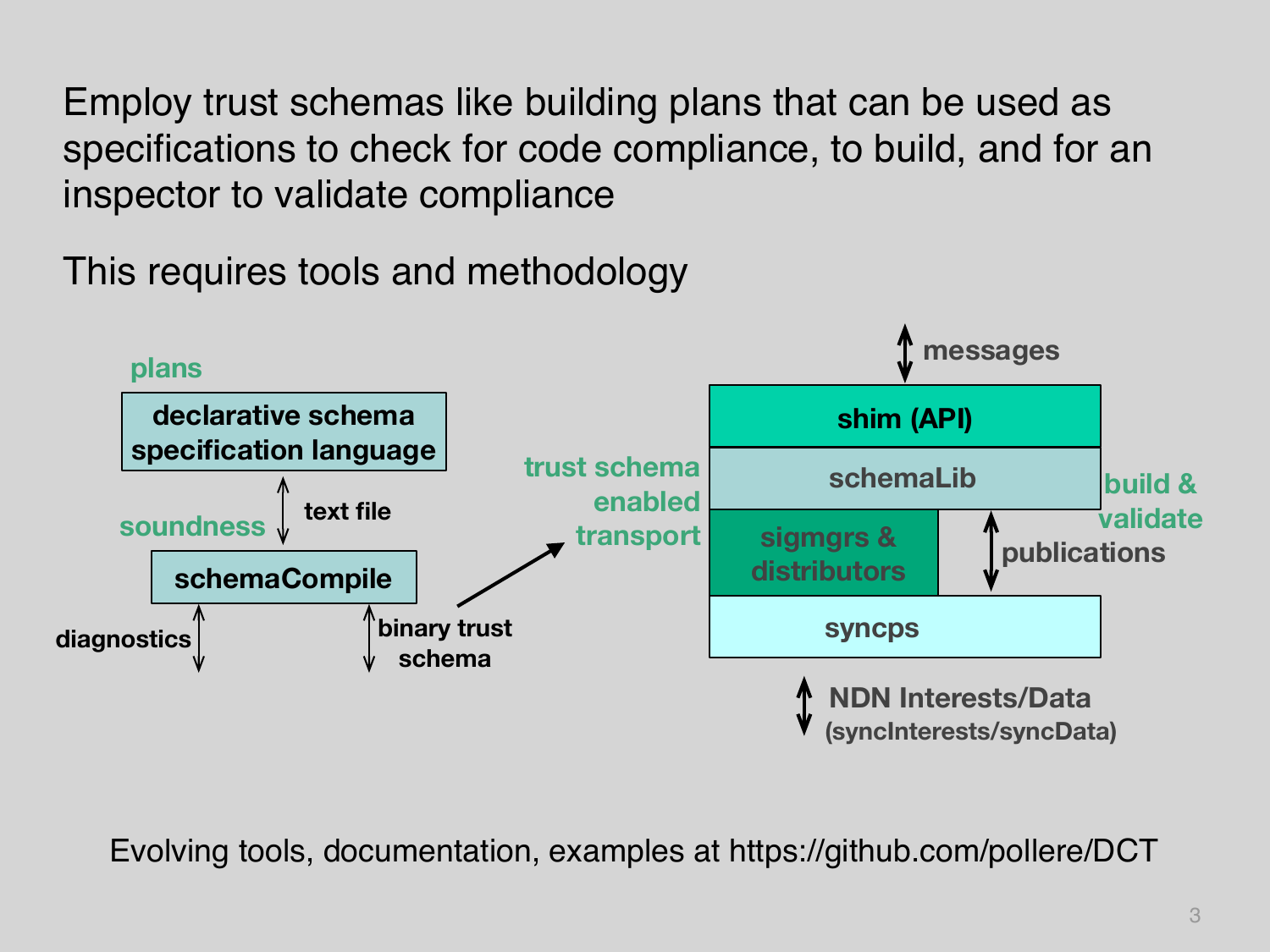Employ trust schemas like building plans that can be used as specifications to check for code compliance, to build, and for an inspector to validate compliance

This requires tools and methodology

plans

declarative schema specification language

text file

soundness

schemaCompile

diagnostics

binary trust schema

trust schema enabled transport

messages

shim (API)

schemaLib

build & validate

sigmgrs & distributors

publications

syncps

NDN Interests/Data (syncInterests/syncData)

Evolving tools, documentation, examples at https://github.com/pollere/DCT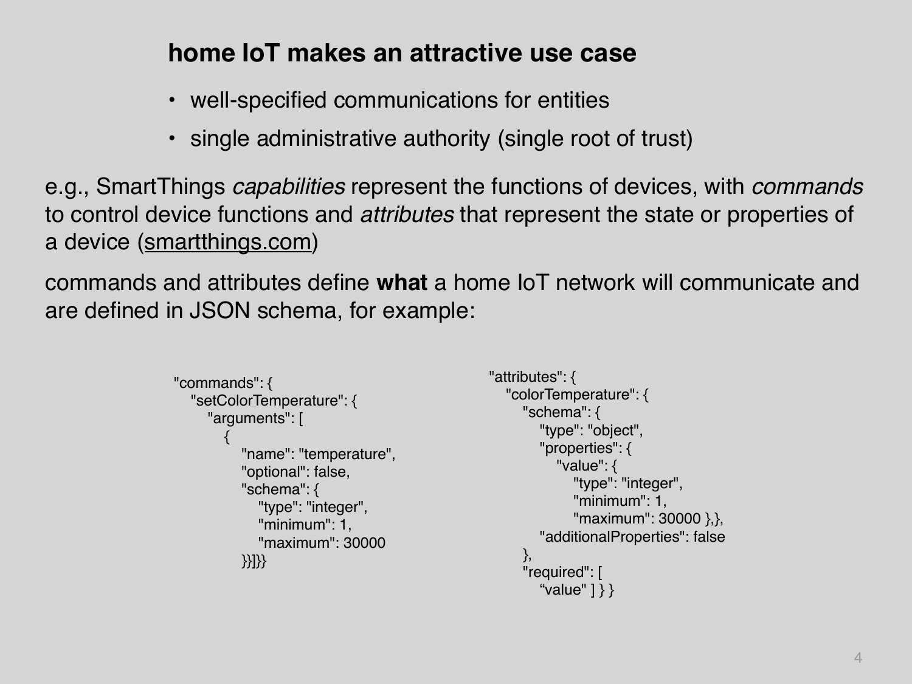## home IoT makes an attractive use case

- well-specified communications for entities
- single administrative authority (single root of trust)

e.g., SmartThings *capabilities* represent the functions of devices, with *commands* to control device functions and *attributes* that represent the state or properties of a device (smartthings.com)

commands and attributes define **what** a home IoT network will communicate and are defined in JSON schema, for example:

```
"commands": {
    "setColorTemperature": {
        "arguments": [
            {
                "name": "temperature",
                "optional": false,
                "schema": {
                    "type": "integer",
                    "minimum": 1,
                    "maximum": 30000
                }}]}}
```

```
"attributes": {
    "colorTemperature": {
        "schema": {
            "type": "object",
            "properties": {
                "value": {
                    "type": "integer",
                    "minimum": 1,
                    "maximum": 30000 },},
            "additionalProperties": false
        },
        "required": [
            "value" ] } }
```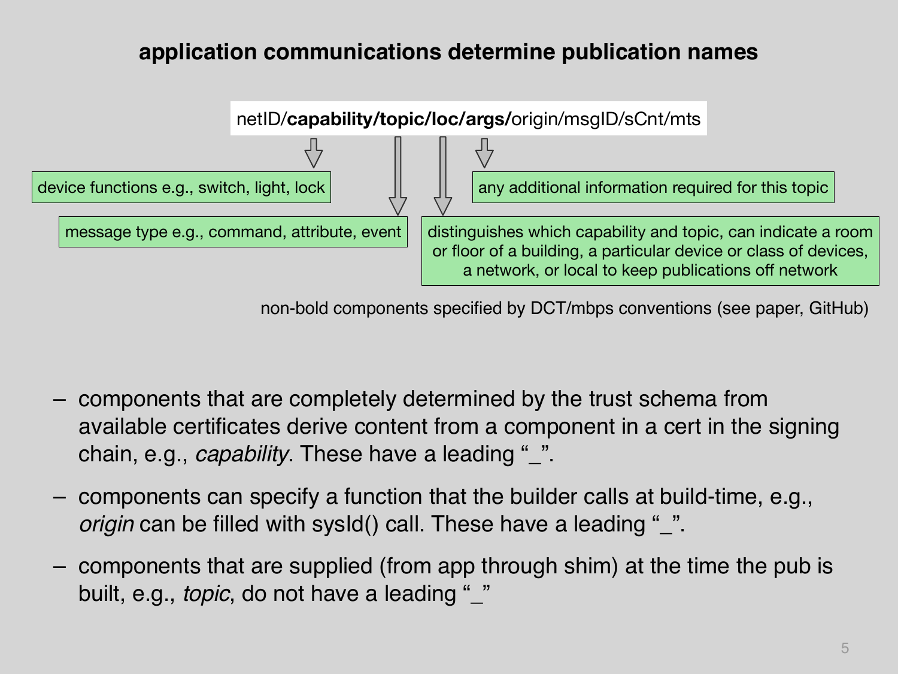## application communications determine publication names

netID/**capability/topic/loc/args/**origin/msgID/sCnt/mts

- **capability**: device functions e.g., switch, light, lock
- **topic**: message type e.g., command, attribute, event
- **loc**: distinguishes which capability and topic, can indicate a room or floor of a building, a particular device or class of devices, a network, or local to keep publications off network
- **args**: any additional information required for this topic

non-bold components specified by DCT/mbps conventions (see paper, GitHub)

- components that are completely determined by the trust schema from available certificates derive content from a component in a cert in the signing chain, e.g., *capability*. These have a leading "_".
- components can specify a function that the builder calls at build-time, e.g., *origin* can be filled with sysId() call. These have a leading "_".
- components that are supplied (from app through shim) at the time the pub is built, e.g., *topic*, do not have a leading "_"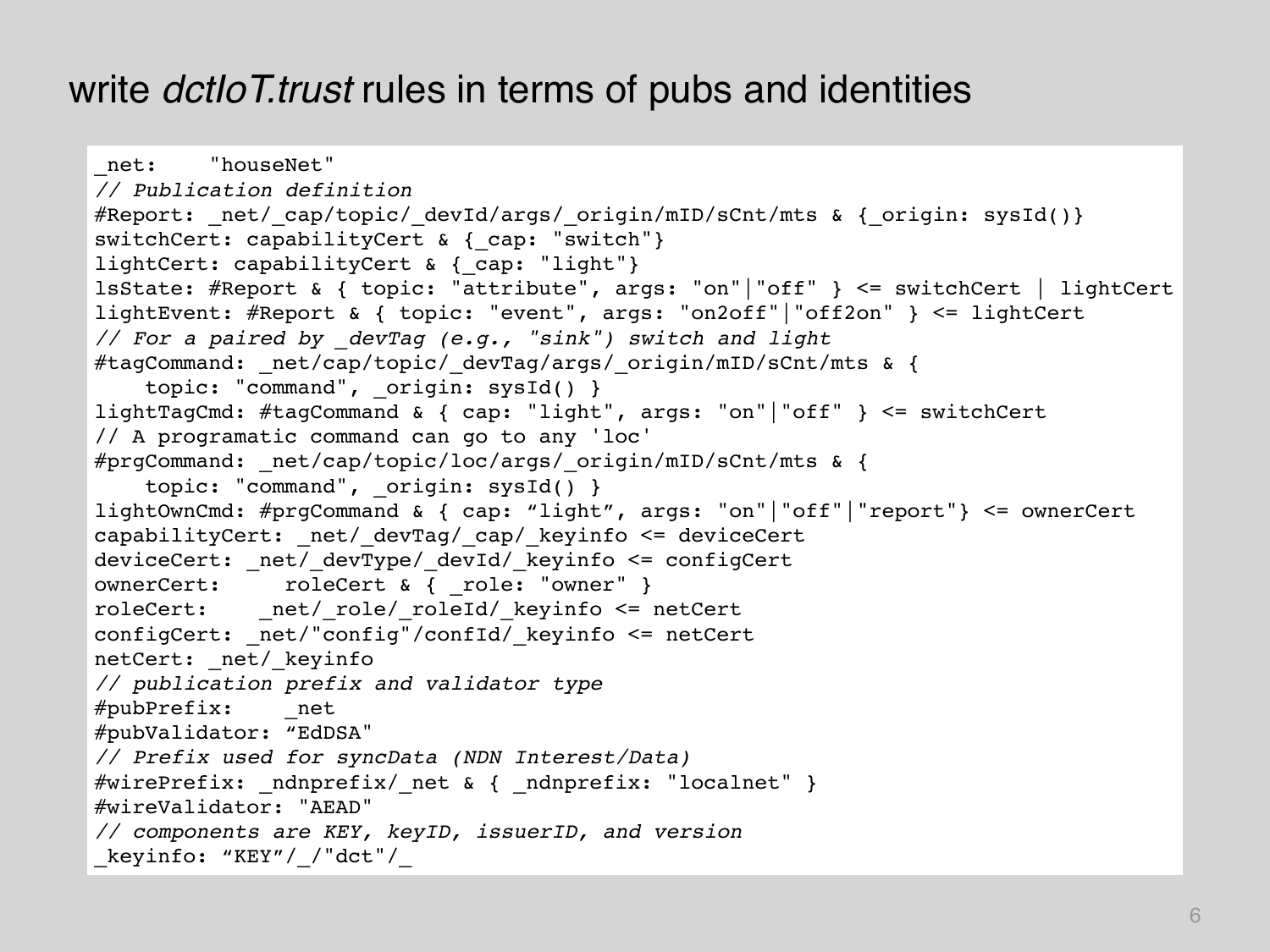# write *dctIoT.trust* rules in terms of pubs and identities

```
_net:    "houseNet"
// Publication definition
#Report: _net/_cap/topic/_devId/args/_origin/mID/sCnt/mts & {_origin: sysId()}
switchCert: capabilityCert & {_cap: "switch"}
lightCert: capabilityCert & {_cap: "light"}
lsState: #Report & { topic: "attribute", args: "on"|"off" } <= switchCert | lightCert
lightEvent: #Report & { topic: "event", args: "on2off"|"off2on" } <= lightCert
// For a paired by _devTag (e.g., "sink") switch and light
#tagCommand: _net/cap/topic/_devTag/args/_origin/mID/sCnt/mts & {
    topic: "command", _origin: sysId() }
lightTagCmd: #tagCommand & { cap: "light", args: "on"|"off" } <= switchCert
// A programatic command can go to any 'loc'
#prgCommand: _net/cap/topic/loc/args/_origin/mID/sCnt/mts & {
    topic: "command", _origin: sysId() }
lightOwnCmd: #prgCommand & { cap: “light”, args: "on"|"off"|"report"} <= ownerCert
capabilityCert: _net/_devTag/_cap/_keyinfo <= deviceCert
deviceCert: _net/_devType/_devId/_keyinfo <= configCert
ownerCert:     roleCert & { _role: "owner" }
roleCert:    _net/_role/_roleId/_keyinfo <= netCert
configCert: _net/"config"/confId/_keyinfo <= netCert
netCert: _net/_keyinfo
// publication prefix and validator type
#pubPrefix:    _net
#pubValidator: “EdDSA"
// Prefix used for syncData (NDN Interest/Data)
#wirePrefix: _ndnprefix/_net & { _ndnprefix: "localnet" }
#wireValidator: "AEAD"
// components are KEY, keyID, issuerID, and version
_keyinfo: “KEY”/_/"dct"/_
```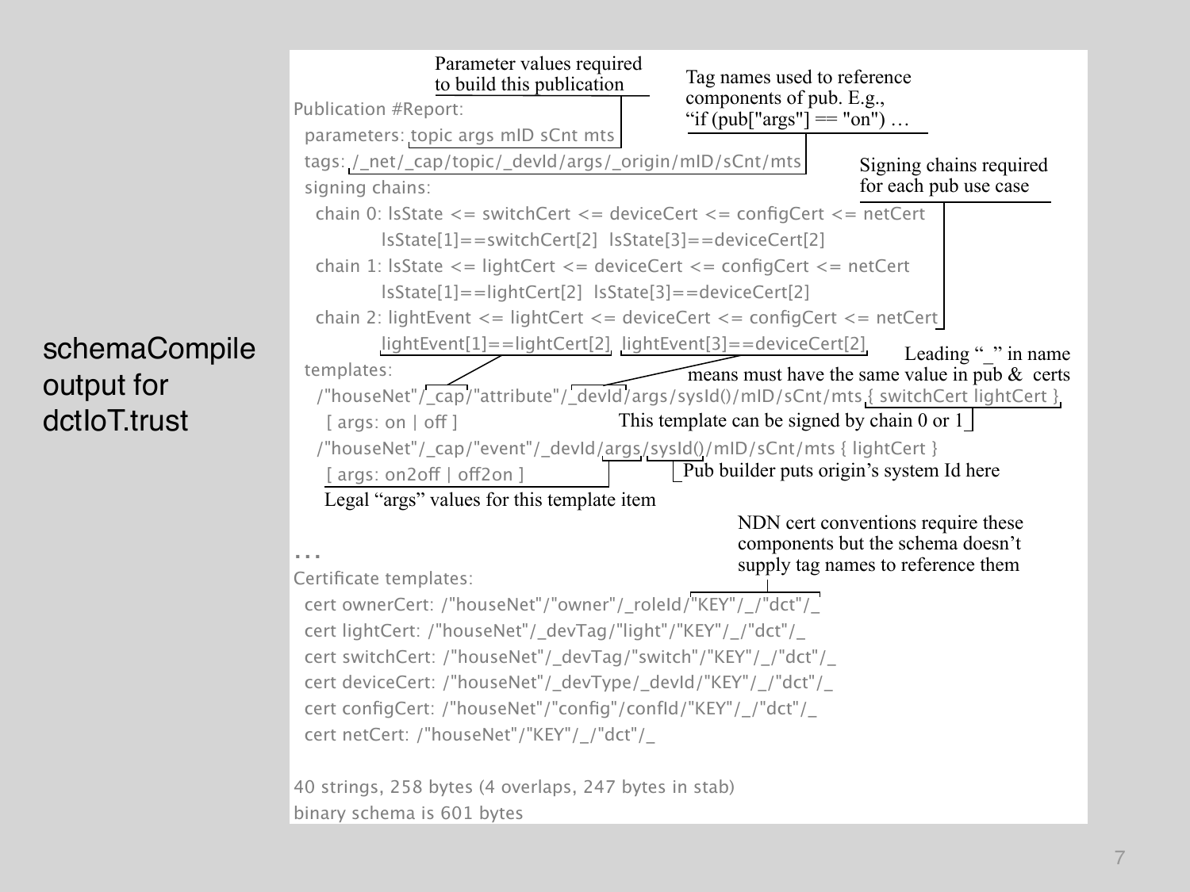schemaCompile output for dctIoT.trust

```
Publication #Report:
  parameters: topic args mID sCnt mts
  tags: /_net/_cap/topic/_devId/args/_origin/mID/sCnt/mts
  signing chains:
    chain 0: lsState <= switchCert <= deviceCert <= configCert <= netCert
             lsState[1]==switchCert[2]  lsState[3]==deviceCert[2]
    chain 1: lsState <= lightCert <= deviceCert <= configCert <= netCert
             lsState[1]==lightCert[2]  lsState[3]==deviceCert[2]
    chain 2: lightEvent <= lightCert <= deviceCert <= configCert <= netCert
             lightEvent[1]==lightCert[2]  lightEvent[3]==deviceCert[2]
  templates:
   /"houseNet"/_cap/"attribute"/_devId/args/sysId()/mID/sCnt/mts { switchCert lightCert }
     [ args: on | off ]
   /"houseNet"/_cap/"event"/_devId/args/sysId()/mID/sCnt/mts { lightCert }
     [ args: on2off | off2on ]

...
Certificate templates:
  cert ownerCert: /"houseNet"/"owner"/_roleId/"KEY"/_/"dct"/_
  cert lightCert: /"houseNet"/_devTag/"light"/"KEY"/_/"dct"/_
  cert switchCert: /"houseNet"/_devTag/"switch"/"KEY"/_/"dct"/_
  cert deviceCert: /"houseNet"/_devType/_devId/"KEY"/_/"dct"/_
  cert configCert: /"houseNet"/"config"/confId/"KEY"/_/"dct"/_
  cert netCert: /"houseNet"/"KEY"/_/"dct"/_

40 strings, 258 bytes (4 overlaps, 247 bytes in stab)
binary schema is 601 bytes
```

Annotations:

- Parameter values required to build this publication (parameters: topic args mID sCnt mts)
- Tag names used to reference components of pub. E.g., “if (pub["args"] == "on") …”
- Signing chains required for each pub use case
- Leading “_” in name means must have the same value in pub & certs
- This template can be signed by chain 0 or 1 ({ switchCert lightCert })
- Pub builder puts origin’s system Id here (sysId())
- Legal “args” values for this template item ([ args: on2off | off2on ])
- NDN cert conventions require these components but the schema doesn’t supply tag names to reference them ("KEY"/_/"dct"/_)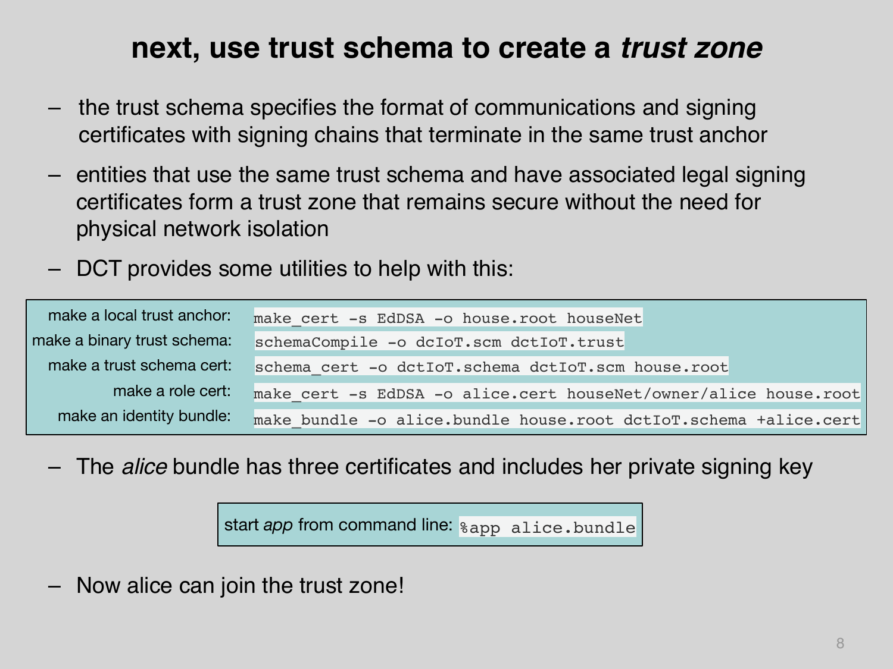# next, use trust schema to create a *trust zone*

- the trust schema specifies the format of communications and signing certificates with signing chains that terminate in the same trust anchor
- entities that use the same trust schema and have associated legal signing certificates form a trust zone that remains secure without the need for physical network isolation
- DCT provides some utilities to help with this:

| | |
|---|---|
| make a local trust anchor: | `make_cert -s EdDSA -o house.root houseNet` |
| make a binary trust schema: | `schemaCompile -o dcIoT.scm dctIoT.trust` |
| make a trust schema cert: | `schema_cert -o dctIoT.schema dctIoT.scm house.root` |
| make a role cert: | `make_cert -s EdDSA -o alice.cert houseNet/owner/alice house.root` |
| make an identity bundle: | `make_bundle -o alice.bundle house.root dctIoT.schema +alice.cert` |

- The *alice* bundle has three certificates and includes her private signing key

start *app* from command line: `%app alice.bundle`

- Now alice can join the trust zone!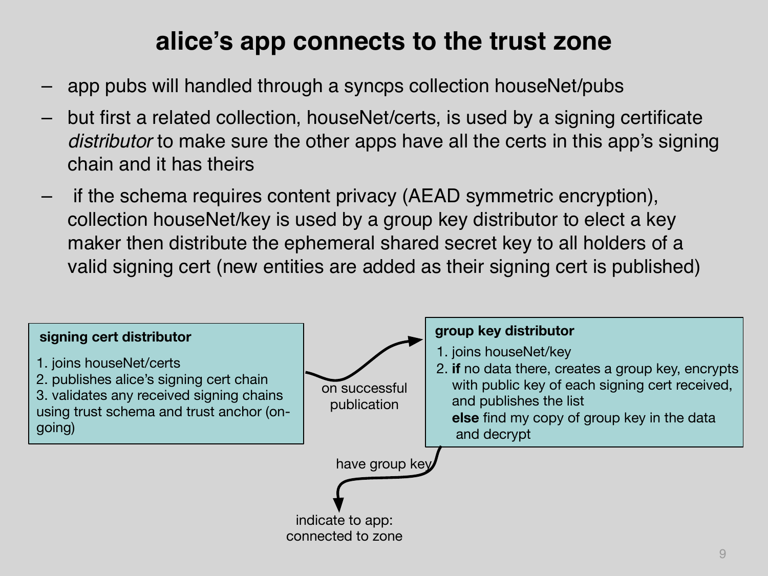# alice's app connects to the trust zone

- app pubs will handled through a syncps collection houseNet/pubs
- but first a related collection, houseNet/certs, is used by a signing certificate *distributor* to make sure the other apps have all the certs in this app's signing chain and it has theirs
- if the schema requires content privacy (AEAD symmetric encryption), collection houseNet/key is used by a group key distributor to elect a key maker then distribute the ephemeral shared secret key to all holders of a valid signing cert (new entities are added as their signing cert is published)

**signing cert distributor**

1. joins houseNet/certs
2. publishes alice's signing cert chain
3. validates any received signing chains using trust schema and trust anchor (on-going)

on successful publication

**group key distributor**

1. joins houseNet/key
2. **if** no data there, creates a group key, encrypts with public key of each signing cert received, and publishes the list
   **else** find my copy of group key in the data and decrypt

have group key

indicate to app: connected to zone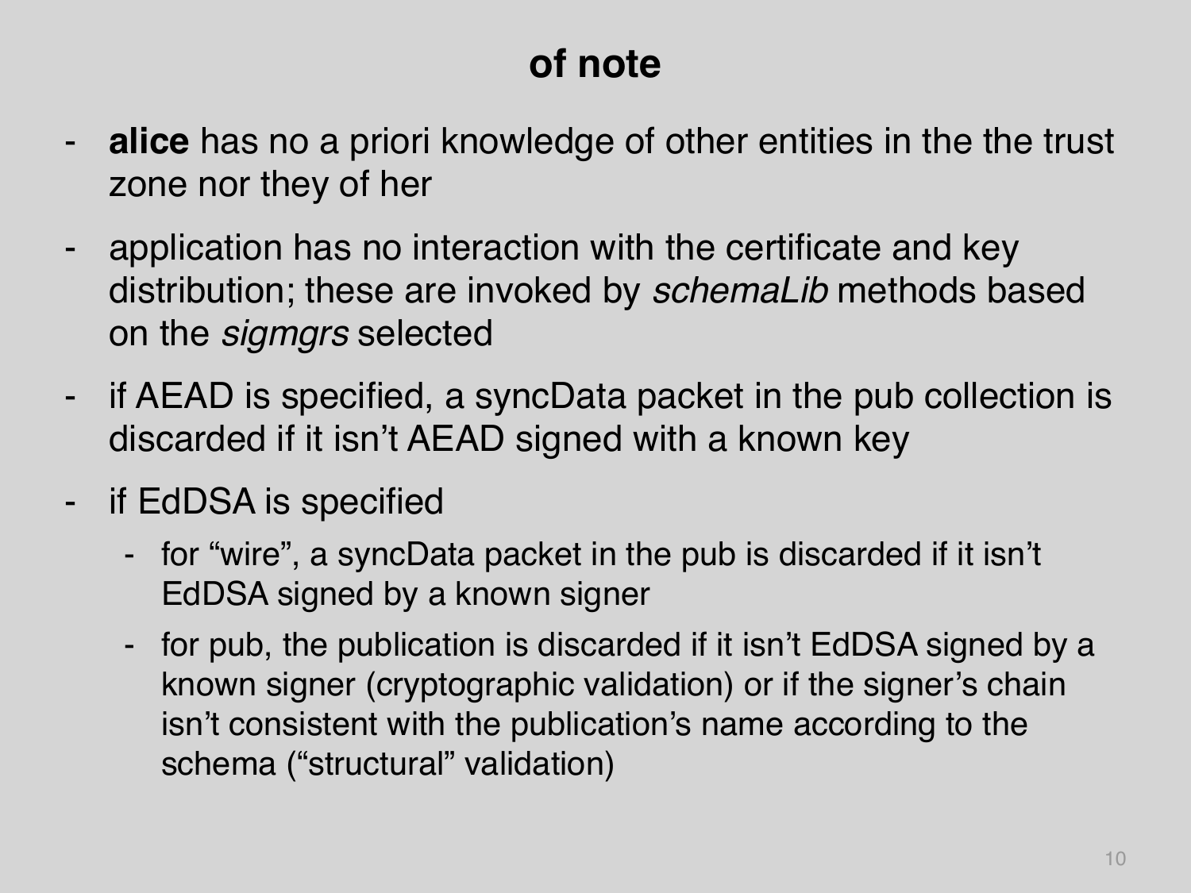# of note

- **alice** has no a priori knowledge of other entities in the the trust zone nor they of her
- application has no interaction with the certificate and key distribution; these are invoked by *schemaLib* methods based on the *sigmgrs* selected
- if AEAD is specified, a syncData packet in the pub collection is discarded if it isn't AEAD signed with a known key
- if EdDSA is specified
  - for "wire", a syncData packet in the pub is discarded if it isn't EdDSA signed by a known signer
  - for pub, the publication is discarded if it isn't EdDSA signed by a known signer (cryptographic validation) or if the signer's chain isn't consistent with the publication's name according to the schema ("structural" validation)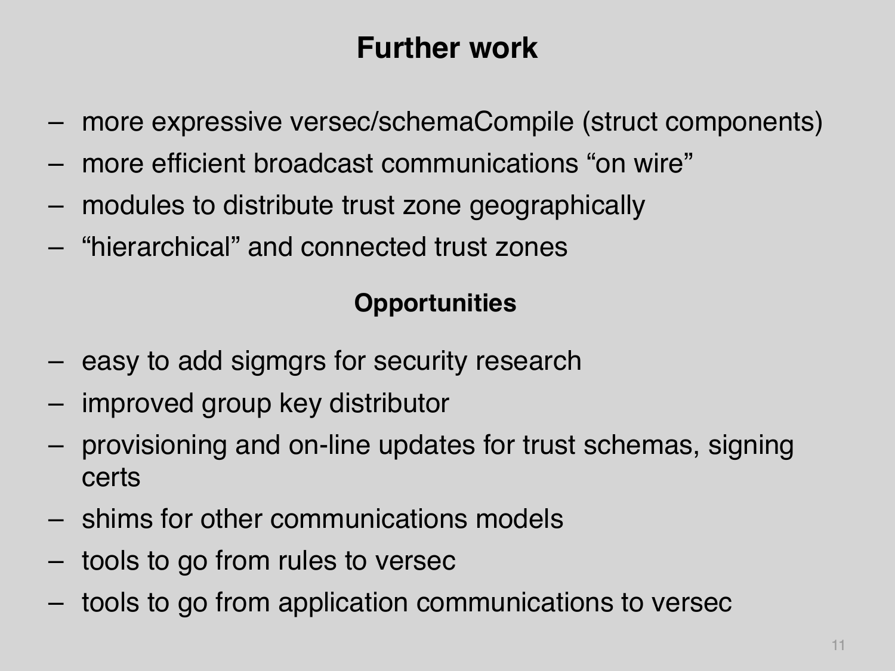# Further work

- more expressive versec/schemaCompile (struct components)
- more efficient broadcast communications “on wire”
- modules to distribute trust zone geographically
- “hierarchical” and connected trust zones

## Opportunities

- easy to add sigmgrs for security research
- improved group key distributor
- provisioning and on-line updates for trust schemas, signing certs
- shims for other communications models
- tools to go from rules to versec
- tools to go from application communications to versec